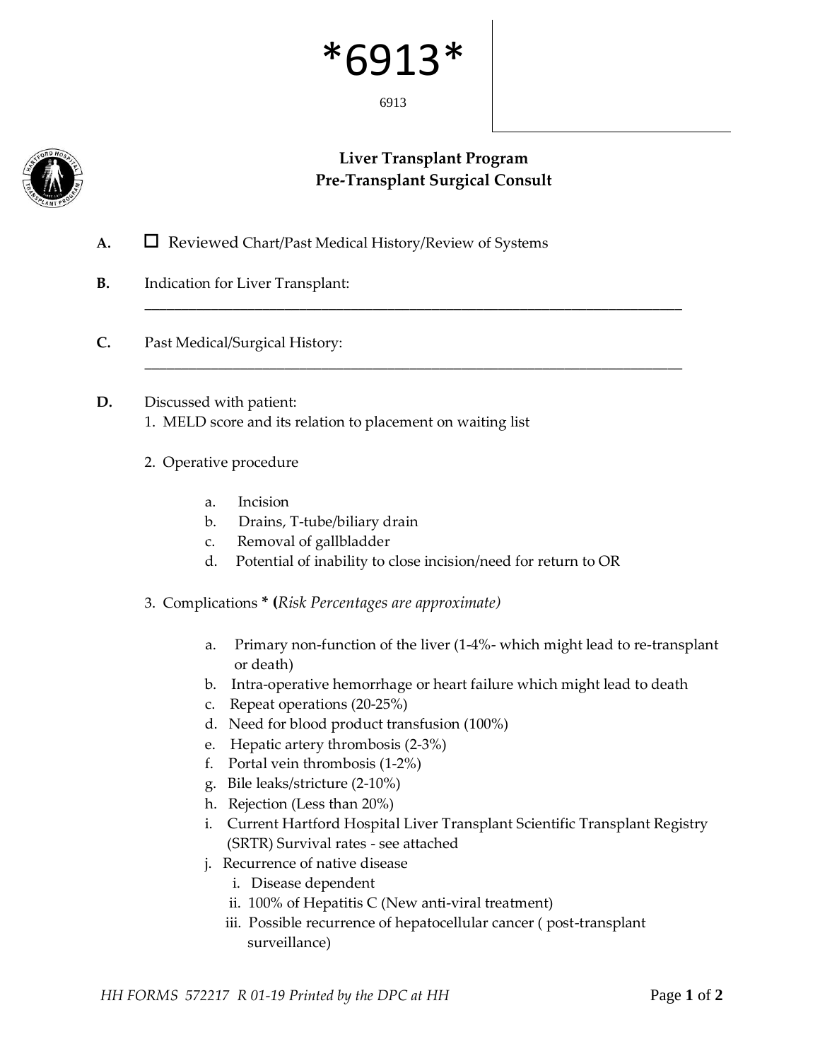\*6913\*

6913

# Liver Transplant Program
## Pre-Transplant Surgical Consult

**A.** ☐ Reviewed Chart/Past Medical History/Review of Systems

**B.** Indication for Liver Transplant: ____________________________________________

**C.** Past Medical/Surgical History: ____________________________________________

**D.** Discussed with patient:

1. MELD score and its relation to placement on waiting list

2. Operative procedure

   a. Incision
   b. Drains, T-tube/biliary drain
   c. Removal of gallbladder
   d. Potential of inability to close incision/need for return to OR

3. Complications **\*** **(***Risk Percentages are approximate)*

   a. Primary non-function of the liver (1-4%- which might lead to re-transplant or death)
   b. Intra-operative hemorrhage or heart failure which might lead to death
   c. Repeat operations (20-25%)
   d. Need for blood product transfusion (100%)
   e. Hepatic artery thrombosis (2-3%)
   f. Portal vein thrombosis (1-2%)
   g. Bile leaks/stricture (2-10%)
   h. Rejection (Less than 20%)
   i. Current Hartford Hospital Liver Transplant Scientific Transplant Registry (SRTR) Survival rates - see attached
   j. Recurrence of native disease
      i. Disease dependent
      ii. 100% of Hepatitis C (New anti-viral treatment)
      iii. Possible recurrence of hepatocellular cancer ( post-transplant surveillance)

*HH FORMS 572217 R 01-19 Printed by the DPC at HH*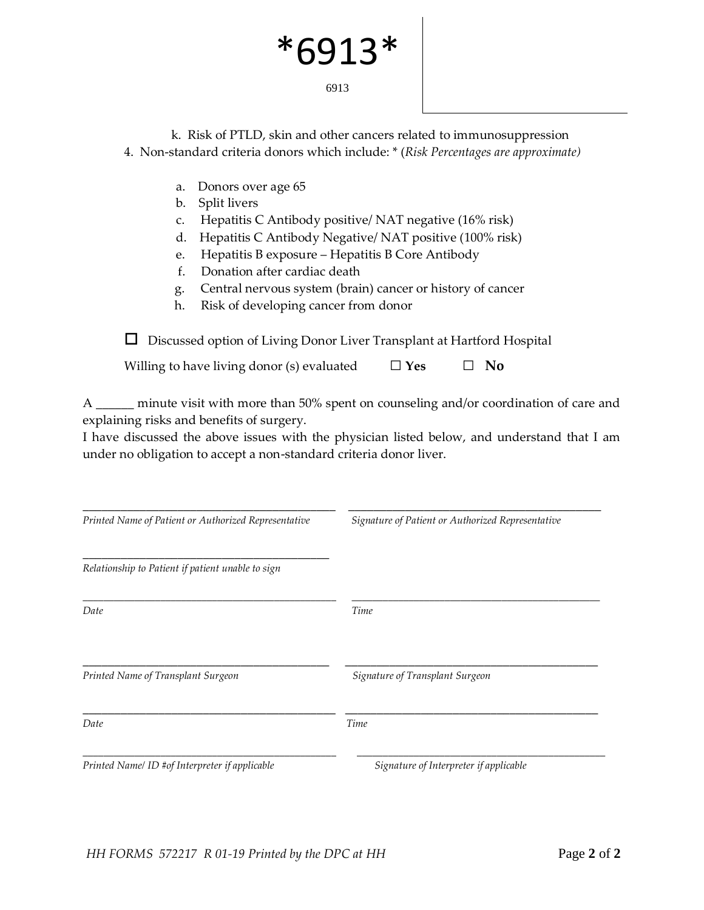*6913*

6913

k. Risk of PTLD, skin and other cancers related to immunosuppression

4. Non-standard criteria donors which include: * (*Risk Percentages are approximate)*

   a. Donors over age 65
   b. Split livers
   c. Hepatitis C Antibody positive/ NAT negative (16% risk)
   d. Hepatitis C Antibody Negative/ NAT positive (100% risk)
   e. Hepatitis B exposure – Hepatitis B Core Antibody
   f. Donation after cardiac death
   g. Central nervous system (brain) cancer or history of cancer
   h. Risk of developing cancer from donor

☐ Discussed option of Living Donor Liver Transplant at Hartford Hospital

Willing to have living donor (s) evaluated ☐ **Yes** ☐ **No**

A ______ minute visit with more than 50% spent on counseling and/or coordination of care and explaining risks and benefits of surgery.

I have discussed the above issues with the physician listed below, and understand that I am under no obligation to accept a non-standard criteria donor liver.

_______________________________ *Printed Name of Patient or Authorized Representative*

_______________________________ *Signature of Patient or Authorized Representative*

_______________________________ *Relationship to Patient if patient unable to sign*

_______________________________ *Date*

_______________________________ *Time*

_______________________________ *Printed Name of Transplant Surgeon*

_______________________________ *Signature of Transplant Surgeon*

_______________________________ *Date*

_______________________________ *Time*

_______________________________ *Printed Name/ ID #of Interpreter if applicable*

_______________________________ *Signature of Interpreter if applicable*

*HH FORMS 572217 R 01-19 Printed by the DPC at HH*